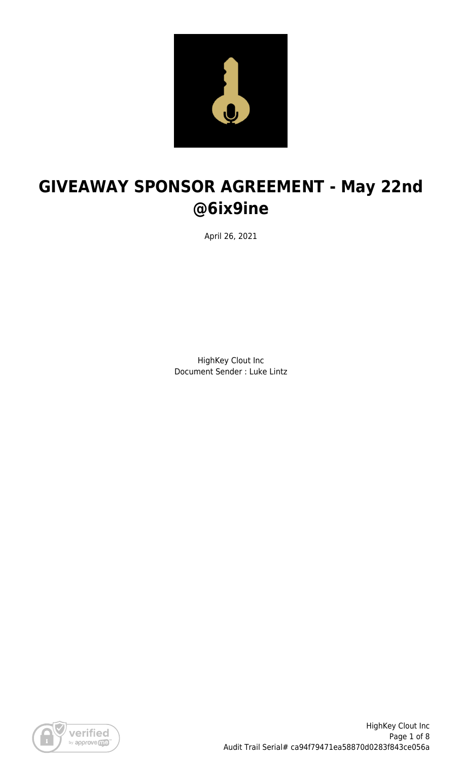# GIVEAWAY SPONSOR AGREEMENT - May 22nd @6ix9ine

April 26, 2021

HighKey Clout Inc
Document Sender : Luke Lintz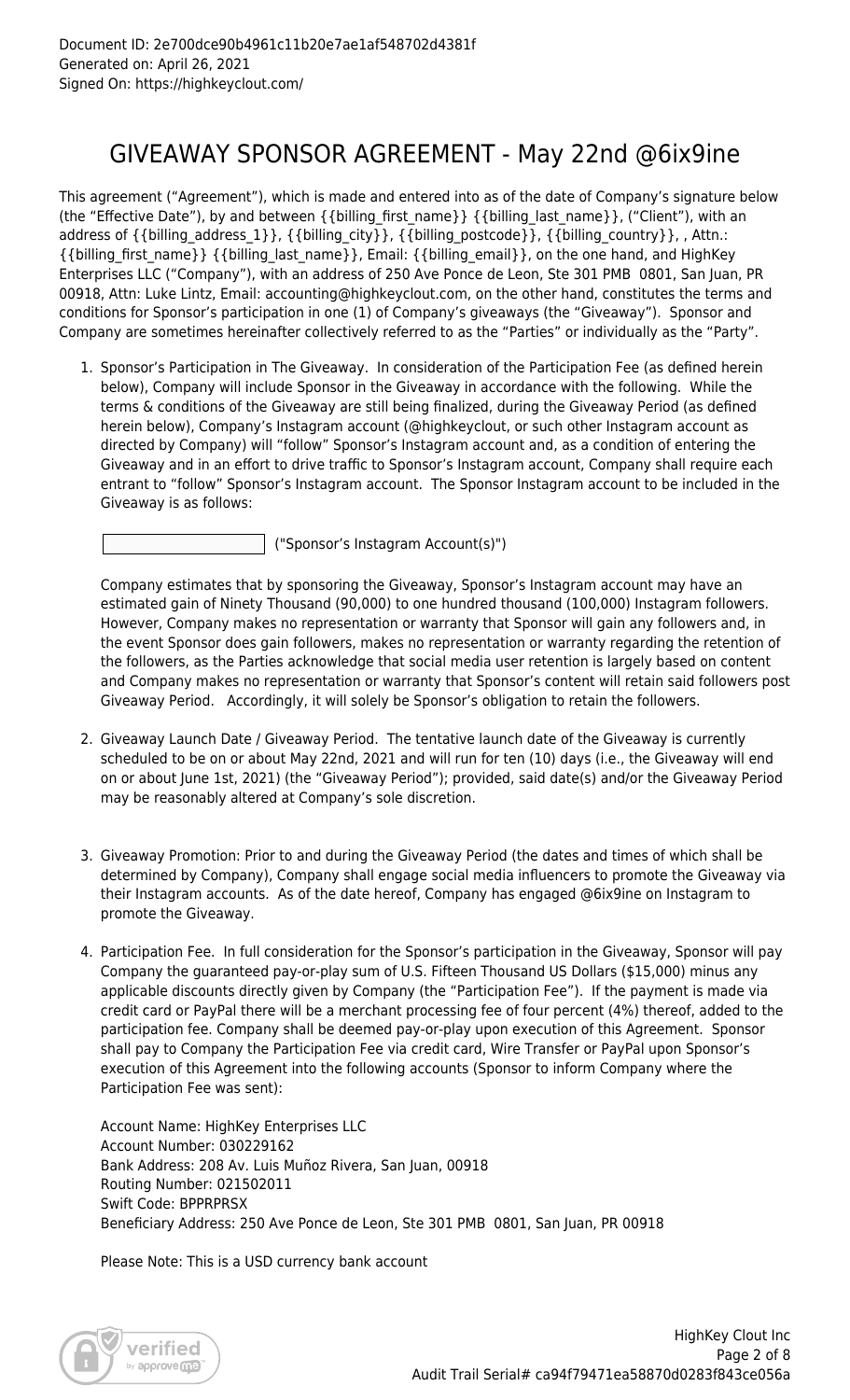Document ID: 2e700dce90b4961c11b20e7ae1af548702d4381f
Generated on: April 26, 2021
Signed On: https://highkeyclout.com/

# GIVEAWAY SPONSOR AGREEMENT - May 22nd @6ix9ine

This agreement ("Agreement"), which is made and entered into as of the date of Company's signature below (the "Effective Date"), by and between {{billing_first_name}} {{billing_last_name}}, ("Client"), with an address of {{billing_address_1}}, {{billing_city}}, {{billing_postcode}}, {{billing_country}}, , Attn.: {{billing_first_name}} {{billing_last_name}}, Email: {{billing_email}}, on the one hand, and HighKey Enterprises LLC ("Company"), with an address of 250 Ave Ponce de Leon, Ste 301 PMB 0801, San Juan, PR 00918, Attn: Luke Lintz, Email: accounting@highkeyclout.com, on the other hand, constitutes the terms and conditions for Sponsor's participation in one (1) of Company's giveaways (the "Giveaway"). Sponsor and Company are sometimes hereinafter collectively referred to as the "Parties" or individually as the "Party".

1. Sponsor's Participation in The Giveaway. In consideration of the Participation Fee (as defined herein below), Company will include Sponsor in the Giveaway in accordance with the following. While the terms & conditions of the Giveaway are still being finalized, during the Giveaway Period (as defined herein below), Company's Instagram account (@highkeyclout, or such other Instagram account as directed by Company) will "follow" Sponsor's Instagram account and, as a condition of entering the Giveaway and in an effort to drive traffic to Sponsor's Instagram account, Company shall require each entrant to "follow" Sponsor's Instagram account. The Sponsor Instagram account to be included in the Giveaway is as follows:

   ____________________ ("Sponsor's Instagram Account(s)")

   Company estimates that by sponsoring the Giveaway, Sponsor's Instagram account may have an estimated gain of Ninety Thousand (90,000) to one hundred thousand (100,000) Instagram followers. However, Company makes no representation or warranty that Sponsor will gain any followers and, in the event Sponsor does gain followers, makes no representation or warranty regarding the retention of the followers, as the Parties acknowledge that social media user retention is largely based on content and Company makes no representation or warranty that Sponsor's content will retain said followers post Giveaway Period. Accordingly, it will solely be Sponsor's obligation to retain the followers.

2. Giveaway Launch Date / Giveaway Period. The tentative launch date of the Giveaway is currently scheduled to be on or about May 22nd, 2021 and will run for ten (10) days (i.e., the Giveaway will end on or about June 1st, 2021) (the "Giveaway Period"); provided, said date(s) and/or the Giveaway Period may be reasonably altered at Company's sole discretion.

3. Giveaway Promotion: Prior to and during the Giveaway Period (the dates and times of which shall be determined by Company), Company shall engage social media influencers to promote the Giveaway via their Instagram accounts. As of the date hereof, Company has engaged @6ix9ine on Instagram to promote the Giveaway.

4. Participation Fee. In full consideration for the Sponsor's participation in the Giveaway, Sponsor will pay Company the guaranteed pay-or-play sum of U.S. Fifteen Thousand US Dollars ($15,000) minus any applicable discounts directly given by Company (the "Participation Fee"). If the payment is made via credit card or PayPal there will be a merchant processing fee of four percent (4%) thereof, added to the participation fee. Company shall be deemed pay-or-play upon execution of this Agreement. Sponsor shall pay to Company the Participation Fee via credit card, Wire Transfer or PayPal upon Sponsor's execution of this Agreement into the following accounts (Sponsor to inform Company where the Participation Fee was sent):

   Account Name: HighKey Enterprises LLC
   Account Number: 030229162
   Bank Address: 208 Av. Luis Muñoz Rivera, San Juan, 00918
   Routing Number: 021502011
   Swift Code: BPPRPRSX
   Beneficiary Address: 250 Ave Ponce de Leon, Ste 301 PMB 0801, San Juan, PR 00918

   Please Note: This is a USD currency bank account

HighKey Clout Inc
Audit Trail Serial# ca94f79471ea58870d0283f843ce056a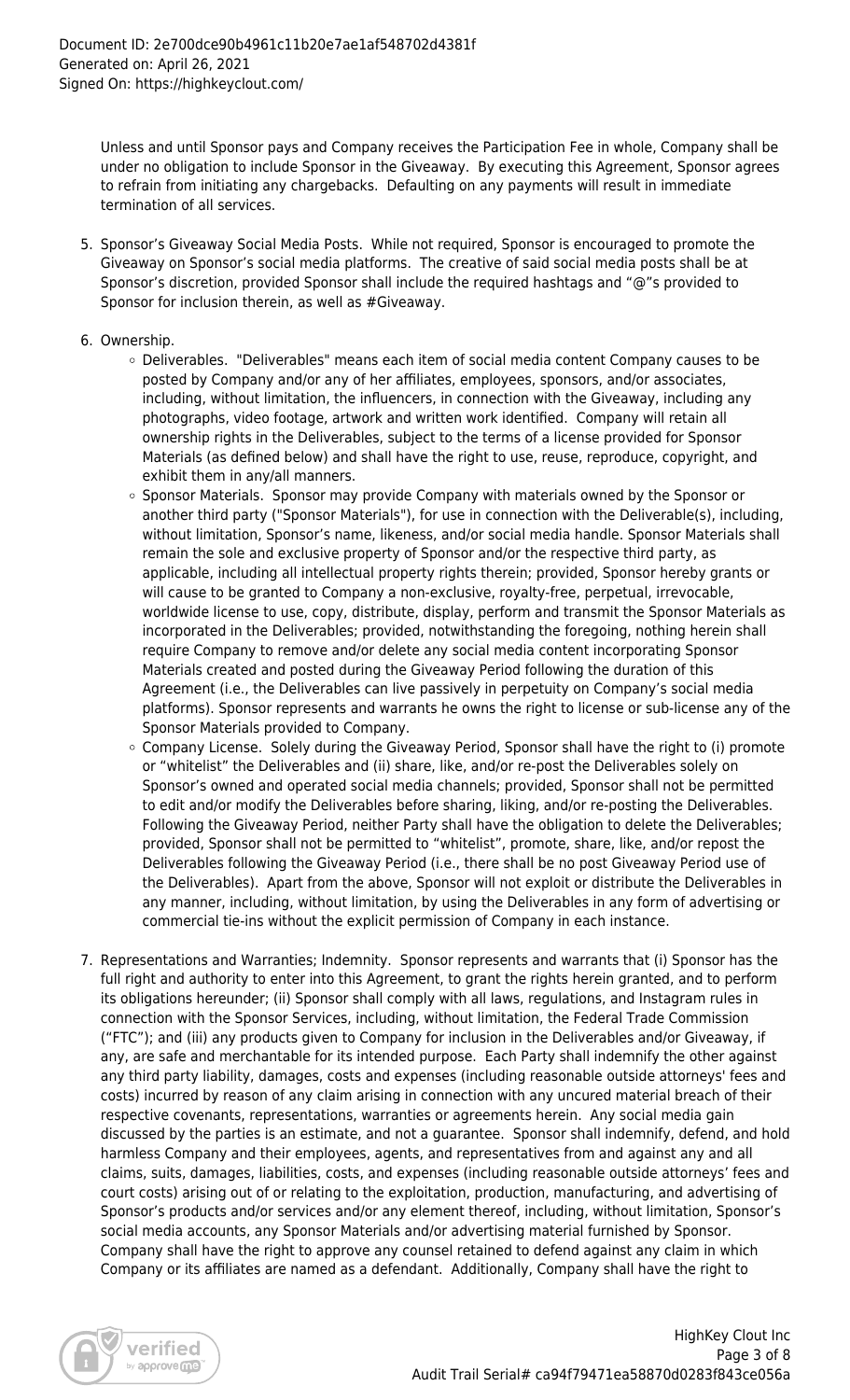Unless and until Sponsor pays and Company receives the Participation Fee in whole, Company shall be under no obligation to include Sponsor in the Giveaway. By executing this Agreement, Sponsor agrees to refrain from initiating any chargebacks. Defaulting on any payments will result in immediate termination of all services.

5. Sponsor's Giveaway Social Media Posts. While not required, Sponsor is encouraged to promote the Giveaway on Sponsor's social media platforms. The creative of said social media posts shall be at Sponsor's discretion, provided Sponsor shall include the required hashtags and "@"s provided to Sponsor for inclusion therein, as well as #Giveaway.

6. Ownership.
   - Deliverables. "Deliverables" means each item of social media content Company causes to be posted by Company and/or any of her affiliates, employees, sponsors, and/or associates, including, without limitation, the influencers, in connection with the Giveaway, including any photographs, video footage, artwork and written work identified. Company will retain all ownership rights in the Deliverables, subject to the terms of a license provided for Sponsor Materials (as defined below) and shall have the right to use, reuse, reproduce, copyright, and exhibit them in any/all manners.
   - Sponsor Materials. Sponsor may provide Company with materials owned by the Sponsor or another third party ("Sponsor Materials"), for use in connection with the Deliverable(s), including, without limitation, Sponsor's name, likeness, and/or social media handle. Sponsor Materials shall remain the sole and exclusive property of Sponsor and/or the respective third party, as applicable, including all intellectual property rights therein; provided, Sponsor hereby grants or will cause to be granted to Company a non-exclusive, royalty-free, perpetual, irrevocable, worldwide license to use, copy, distribute, display, perform and transmit the Sponsor Materials as incorporated in the Deliverables; provided, notwithstanding the foregoing, nothing herein shall require Company to remove and/or delete any social media content incorporating Sponsor Materials created and posted during the Giveaway Period following the duration of this Agreement (i.e., the Deliverables can live passively in perpetuity on Company's social media platforms). Sponsor represents and warrants he owns the right to license or sub-license any of the Sponsor Materials provided to Company.
   - Company License. Solely during the Giveaway Period, Sponsor shall have the right to (i) promote or "whitelist" the Deliverables and (ii) share, like, and/or re-post the Deliverables solely on Sponsor's owned and operated social media channels; provided, Sponsor shall not be permitted to edit and/or modify the Deliverables before sharing, liking, and/or re-posting the Deliverables. Following the Giveaway Period, neither Party shall have the obligation to delete the Deliverables; provided, Sponsor shall not be permitted to "whitelist", promote, share, like, and/or repost the Deliverables following the Giveaway Period (i.e., there shall be no post Giveaway Period use of the Deliverables). Apart from the above, Sponsor will not exploit or distribute the Deliverables in any manner, including, without limitation, by using the Deliverables in any form of advertising or commercial tie-ins without the explicit permission of Company in each instance.

7. Representations and Warranties; Indemnity. Sponsor represents and warrants that (i) Sponsor has the full right and authority to enter into this Agreement, to grant the rights herein granted, and to perform its obligations hereunder; (ii) Sponsor shall comply with all laws, regulations, and Instagram rules in connection with the Sponsor Services, including, without limitation, the Federal Trade Commission ("FTC"); and (iii) any products given to Company for inclusion in the Deliverables and/or Giveaway, if any, are safe and merchantable for its intended purpose. Each Party shall indemnify the other against any third party liability, damages, costs and expenses (including reasonable outside attorneys' fees and costs) incurred by reason of any claim arising in connection with any uncured material breach of their respective covenants, representations, warranties or agreements herein. Any social media gain discussed by the parties is an estimate, and not a guarantee. Sponsor shall indemnify, defend, and hold harmless Company and their employees, agents, and representatives from and against any and all claims, suits, damages, liabilities, costs, and expenses (including reasonable outside attorneys' fees and court costs) arising out of or relating to the exploitation, production, manufacturing, and advertising of Sponsor's products and/or services and/or any element thereof, including, without limitation, Sponsor's social media accounts, any Sponsor Materials and/or advertising material furnished by Sponsor. Company shall have the right to approve any counsel retained to defend against any claim in which Company or its affiliates are named as a defendant. Additionally, Company shall have the right to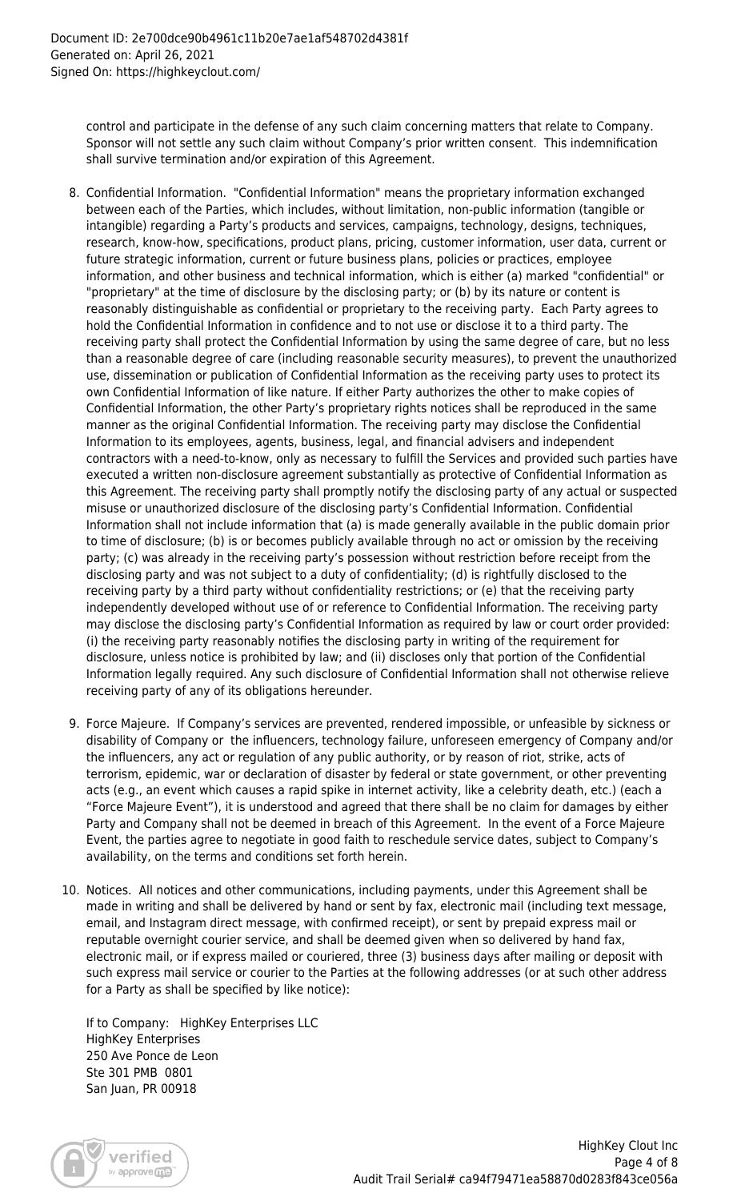control and participate in the defense of any such claim concerning matters that relate to Company. Sponsor will not settle any such claim without Company's prior written consent. This indemnification shall survive termination and/or expiration of this Agreement.

8. Confidential Information. "Confidential Information" means the proprietary information exchanged between each of the Parties, which includes, without limitation, non-public information (tangible or intangible) regarding a Party's products and services, campaigns, technology, designs, techniques, research, know-how, specifications, product plans, pricing, customer information, user data, current or future strategic information, current or future business plans, policies or practices, employee information, and other business and technical information, which is either (a) marked "confidential" or "proprietary" at the time of disclosure by the disclosing party; or (b) by its nature or content is reasonably distinguishable as confidential or proprietary to the receiving party. Each Party agrees to hold the Confidential Information in confidence and to not use or disclose it to a third party. The receiving party shall protect the Confidential Information by using the same degree of care, but no less than a reasonable degree of care (including reasonable security measures), to prevent the unauthorized use, dissemination or publication of Confidential Information as the receiving party uses to protect its own Confidential Information of like nature. If either Party authorizes the other to make copies of Confidential Information, the other Party's proprietary rights notices shall be reproduced in the same manner as the original Confidential Information. The receiving party may disclose the Confidential Information to its employees, agents, business, legal, and financial advisers and independent contractors with a need-to-know, only as necessary to fulfill the Services and provided such parties have executed a written non-disclosure agreement substantially as protective of Confidential Information as this Agreement. The receiving party shall promptly notify the disclosing party of any actual or suspected misuse or unauthorized disclosure of the disclosing party's Confidential Information. Confidential Information shall not include information that (a) is made generally available in the public domain prior to time of disclosure; (b) is or becomes publicly available through no act or omission by the receiving party; (c) was already in the receiving party's possession without restriction before receipt from the disclosing party and was not subject to a duty of confidentiality; (d) is rightfully disclosed to the receiving party by a third party without confidentiality restrictions; or (e) that the receiving party independently developed without use of or reference to Confidential Information. The receiving party may disclose the disclosing party's Confidential Information as required by law or court order provided: (i) the receiving party reasonably notifies the disclosing party in writing of the requirement for disclosure, unless notice is prohibited by law; and (ii) discloses only that portion of the Confidential Information legally required. Any such disclosure of Confidential Information shall not otherwise relieve receiving party of any of its obligations hereunder.

9. Force Majeure. If Company's services are prevented, rendered impossible, or unfeasible by sickness or disability of Company or the influencers, technology failure, unforeseen emergency of Company and/or the influencers, any act or regulation of any public authority, or by reason of riot, strike, acts of terrorism, epidemic, war or declaration of disaster by federal or state government, or other preventing acts (e.g., an event which causes a rapid spike in internet activity, like a celebrity death, etc.) (each a "Force Majeure Event"), it is understood and agreed that there shall be no claim for damages by either Party and Company shall not be deemed in breach of this Agreement. In the event of a Force Majeure Event, the parties agree to negotiate in good faith to reschedule service dates, subject to Company's availability, on the terms and conditions set forth herein.

10. Notices. All notices and other communications, including payments, under this Agreement shall be made in writing and shall be delivered by hand or sent by fax, electronic mail (including text message, email, and Instagram direct message, with confirmed receipt), or sent by prepaid express mail or reputable overnight courier service, and shall be deemed given when so delivered by hand fax, electronic mail, or if express mailed or couriered, three (3) business days after mailing or deposit with such express mail service or courier to the Parties at the following addresses (or at such other address for a Party as shall be specified by like notice):

    If to Company: HighKey Enterprises LLC
    HighKey Enterprises
    250 Ave Ponce de Leon
    Ste 301 PMB 0801
    San Juan, PR 00918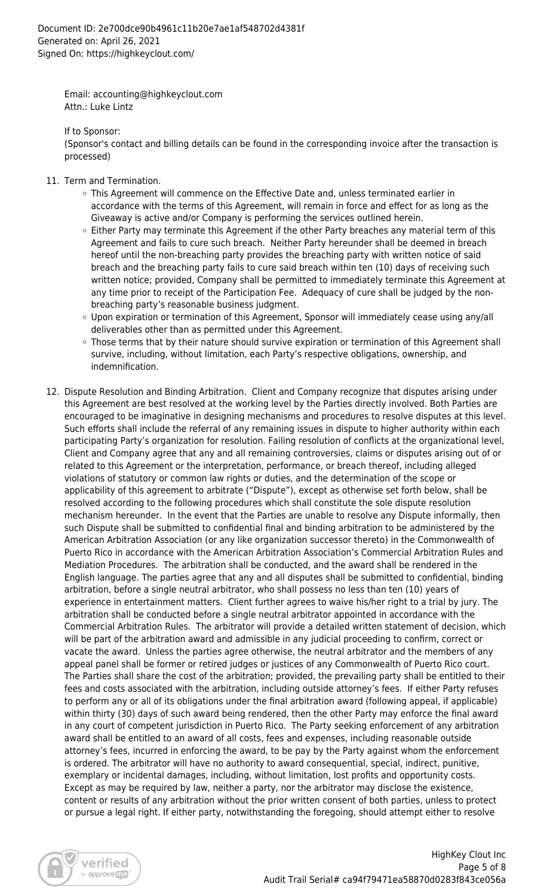Email: accounting@highkeyclout.com
Attn.: Luke Lintz

If to Sponsor:
(Sponsor's contact and billing details can be found in the corresponding invoice after the transaction is processed)

11. Term and Termination.
    - This Agreement will commence on the Effective Date and, unless terminated earlier in accordance with the terms of this Agreement, will remain in force and effect for as long as the Giveaway is active and/or Company is performing the services outlined herein.
    - Either Party may terminate this Agreement if the other Party breaches any material term of this Agreement and fails to cure such breach. Neither Party hereunder shall be deemed in breach hereof until the non-breaching party provides the breaching party with written notice of said breach and the breaching party fails to cure said breach within ten (10) days of receiving such written notice; provided, Company shall be permitted to immediately terminate this Agreement at any time prior to receipt of the Participation Fee. Adequacy of cure shall be judged by the non-breaching party's reasonable business judgment.
    - Upon expiration or termination of this Agreement, Sponsor will immediately cease using any/all deliverables other than as permitted under this Agreement.
    - Those terms that by their nature should survive expiration or termination of this Agreement shall survive, including, without limitation, each Party's respective obligations, ownership, and indemnification.

12. Dispute Resolution and Binding Arbitration. Client and Company recognize that disputes arising under this Agreement are best resolved at the working level by the Parties directly involved. Both Parties are encouraged to be imaginative in designing mechanisms and procedures to resolve disputes at this level. Such efforts shall include the referral of any remaining issues in dispute to higher authority within each participating Party's organization for resolution. Failing resolution of conflicts at the organizational level, Client and Company agree that any and all remaining controversies, claims or disputes arising out of or related to this Agreement or the interpretation, performance, or breach thereof, including alleged violations of statutory or common law rights or duties, and the determination of the scope or applicability of this agreement to arbitrate ("Dispute"), except as otherwise set forth below, shall be resolved according to the following procedures which shall constitute the sole dispute resolution mechanism hereunder. In the event that the Parties are unable to resolve any Dispute informally, then such Dispute shall be submitted to confidential final and binding arbitration to be administered by the American Arbitration Association (or any like organization successor thereto) in the Commonwealth of Puerto Rico in accordance with the American Arbitration Association's Commercial Arbitration Rules and Mediation Procedures. The arbitration shall be conducted, and the award shall be rendered in the English language. The parties agree that any and all disputes shall be submitted to confidential, binding arbitration, before a single neutral arbitrator, who shall possess no less than ten (10) years of experience in entertainment matters. Client further agrees to waive his/her right to a trial by jury. The arbitration shall be conducted before a single neutral arbitrator appointed in accordance with the Commercial Arbitration Rules. The arbitrator will provide a detailed written statement of decision, which will be part of the arbitration award and admissible in any judicial proceeding to confirm, correct or vacate the award. Unless the parties agree otherwise, the neutral arbitrator and the members of any appeal panel shall be former or retired judges or justices of any Commonwealth of Puerto Rico court. The Parties shall share the cost of the arbitration; provided, the prevailing party shall be entitled to their fees and costs associated with the arbitration, including outside attorney's fees. If either Party refuses to perform any or all of its obligations under the final arbitration award (following appeal, if applicable) within thirty (30) days of such award being rendered, then the other Party may enforce the final award in any court of competent jurisdiction in Puerto Rico. The Party seeking enforcement of any arbitration award shall be entitled to an award of all costs, fees and expenses, including reasonable outside attorney's fees, incurred in enforcing the award, to be pay by the Party against whom the enforcement is ordered. The arbitrator will have no authority to award consequential, special, indirect, punitive, exemplary or incidental damages, including, without limitation, lost profits and opportunity costs. Except as may be required by law, neither a party, nor the arbitrator may disclose the existence, content or results of any arbitration without the prior written consent of both parties, unless to protect or pursue a legal right. If either party, notwithstanding the foregoing, should attempt either to resolve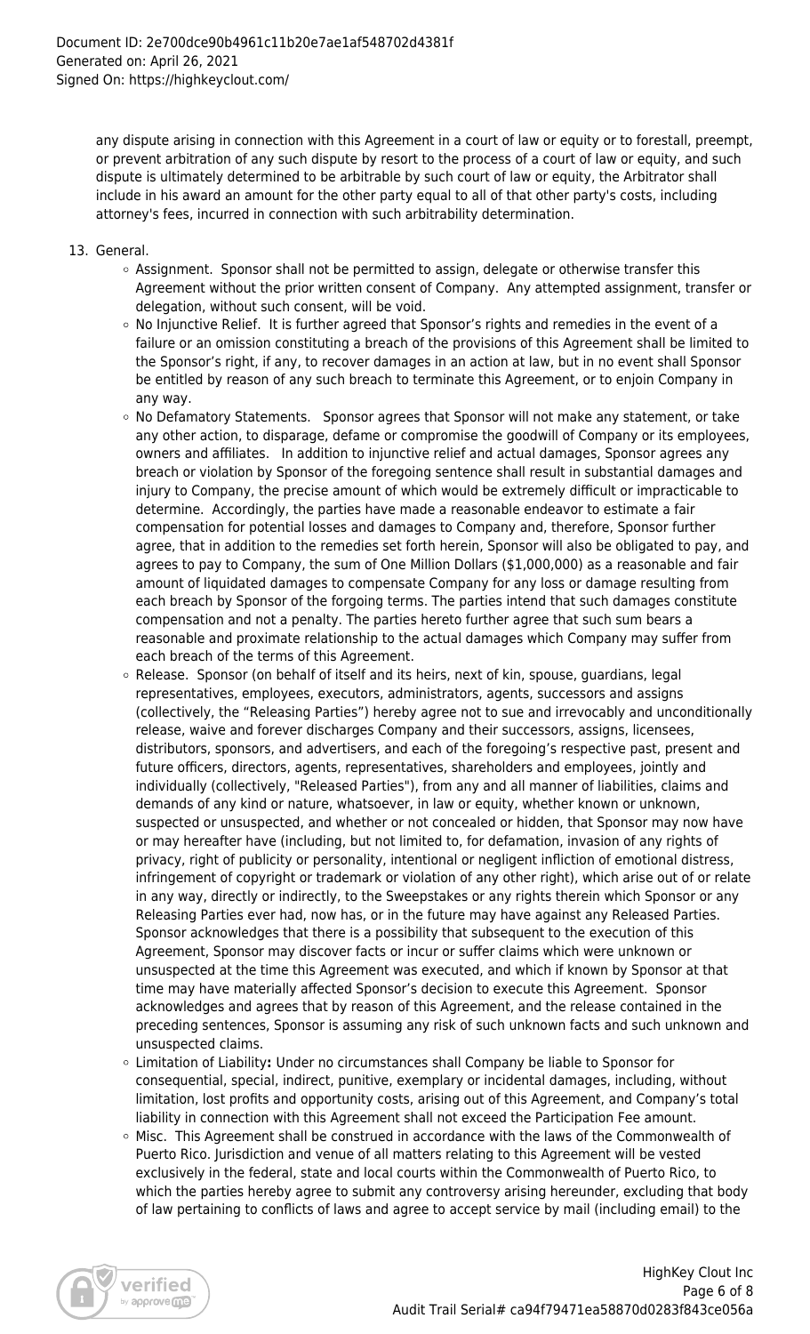any dispute arising in connection with this Agreement in a court of law or equity or to forestall, preempt, or prevent arbitration of any such dispute by resort to the process of a court of law or equity, and such dispute is ultimately determined to be arbitrable by such court of law or equity, the Arbitrator shall include in his award an amount for the other party equal to all of that other party's costs, including attorney's fees, incurred in connection with such arbitrability determination.

13. General.
    - Assignment. Sponsor shall not be permitted to assign, delegate or otherwise transfer this Agreement without the prior written consent of Company. Any attempted assignment, transfer or delegation, without such consent, will be void.
    - No Injunctive Relief. It is further agreed that Sponsor's rights and remedies in the event of a failure or an omission constituting a breach of the provisions of this Agreement shall be limited to the Sponsor's right, if any, to recover damages in an action at law, but in no event shall Sponsor be entitled by reason of any such breach to terminate this Agreement, or to enjoin Company in any way.
    - No Defamatory Statements. Sponsor agrees that Sponsor will not make any statement, or take any other action, to disparage, defame or compromise the goodwill of Company or its employees, owners and affiliates. In addition to injunctive relief and actual damages, Sponsor agrees any breach or violation by Sponsor of the foregoing sentence shall result in substantial damages and injury to Company, the precise amount of which would be extremely difficult or impracticable to determine. Accordingly, the parties have made a reasonable endeavor to estimate a fair compensation for potential losses and damages to Company and, therefore, Sponsor further agree, that in addition to the remedies set forth herein, Sponsor will also be obligated to pay, and agrees to pay to Company, the sum of One Million Dollars ($1,000,000) as a reasonable and fair amount of liquidated damages to compensate Company for any loss or damage resulting from each breach by Sponsor of the forgoing terms. The parties intend that such damages constitute compensation and not a penalty. The parties hereto further agree that such sum bears a reasonable and proximate relationship to the actual damages which Company may suffer from each breach of the terms of this Agreement.
    - Release. Sponsor (on behalf of itself and its heirs, next of kin, spouse, guardians, legal representatives, employees, executors, administrators, agents, successors and assigns (collectively, the "Releasing Parties") hereby agree not to sue and irrevocably and unconditionally release, waive and forever discharges Company and their successors, assigns, licensees, distributors, sponsors, and advertisers, and each of the foregoing's respective past, present and future officers, directors, agents, representatives, shareholders and employees, jointly and individually (collectively, "Released Parties"), from any and all manner of liabilities, claims and demands of any kind or nature, whatsoever, in law or equity, whether known or unknown, suspected or unsuspected, and whether or not concealed or hidden, that Sponsor may now have or may hereafter have (including, but not limited to, for defamation, invasion of any rights of privacy, right of publicity or personality, intentional or negligent infliction of emotional distress, infringement of copyright or trademark or violation of any other right), which arise out of or relate in any way, directly or indirectly, to the Sweepstakes or any rights therein which Sponsor or any Releasing Parties ever had, now has, or in the future may have against any Released Parties. Sponsor acknowledges that there is a possibility that subsequent to the execution of this Agreement, Sponsor may discover facts or incur or suffer claims which were unknown or unsuspected at the time this Agreement was executed, and which if known by Sponsor at that time may have materially affected Sponsor's decision to execute this Agreement. Sponsor acknowledges and agrees that by reason of this Agreement, and the release contained in the preceding sentences, Sponsor is assuming any risk of such unknown facts and such unknown and unsuspected claims.
    - Limitation of Liability**:** Under no circumstances shall Company be liable to Sponsor for consequential, special, indirect, punitive, exemplary or incidental damages, including, without limitation, lost profits and opportunity costs, arising out of this Agreement, and Company's total liability in connection with this Agreement shall not exceed the Participation Fee amount.
    - Misc. This Agreement shall be construed in accordance with the laws of the Commonwealth of Puerto Rico. Jurisdiction and venue of all matters relating to this Agreement will be vested exclusively in the federal, state and local courts within the Commonwealth of Puerto Rico, to which the parties hereby agree to submit any controversy arising hereunder, excluding that body of law pertaining to conflicts of laws and agree to accept service by mail (including email) to the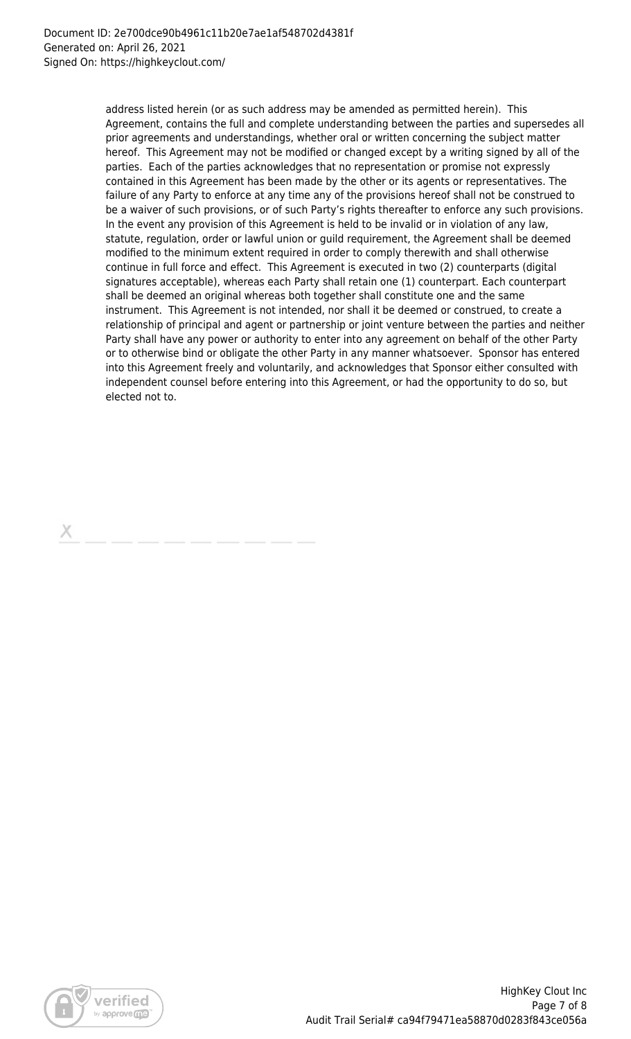address listed herein (or as such address may be amended as permitted herein). This Agreement, contains the full and complete understanding between the parties and supersedes all prior agreements and understandings, whether oral or written concerning the subject matter hereof. This Agreement may not be modified or changed except by a writing signed by all of the parties. Each of the parties acknowledges that no representation or promise not expressly contained in this Agreement has been made by the other or its agents or representatives. The failure of any Party to enforce at any time any of the provisions hereof shall not be construed to be a waiver of such provisions, or of such Party's rights thereafter to enforce any such provisions. In the event any provision of this Agreement is held to be invalid or in violation of any law, statute, regulation, order or lawful union or guild requirement, the Agreement shall be deemed modified to the minimum extent required in order to comply therewith and shall otherwise continue in full force and effect. This Agreement is executed in two (2) counterparts (digital signatures acceptable), whereas each Party shall retain one (1) counterpart. Each counterpart shall be deemed an original whereas both together shall constitute one and the same instrument. This Agreement is not intended, nor shall it be deemed or construed, to create a relationship of principal and agent or partnership or joint venture between the parties and neither Party shall have any power or authority to enter into any agreement on behalf of the other Party or to otherwise bind or obligate the other Party in any manner whatsoever. Sponsor has entered into this Agreement freely and voluntarily, and acknowledges that Sponsor either consulted with independent counsel before entering into this Agreement, or had the opportunity to do so, but elected not to.

X \_\_\_\_\_\_\_\_\_\_\_\_\_\_\_\_\_\_\_\_\_\_\_\_\_\_\_\_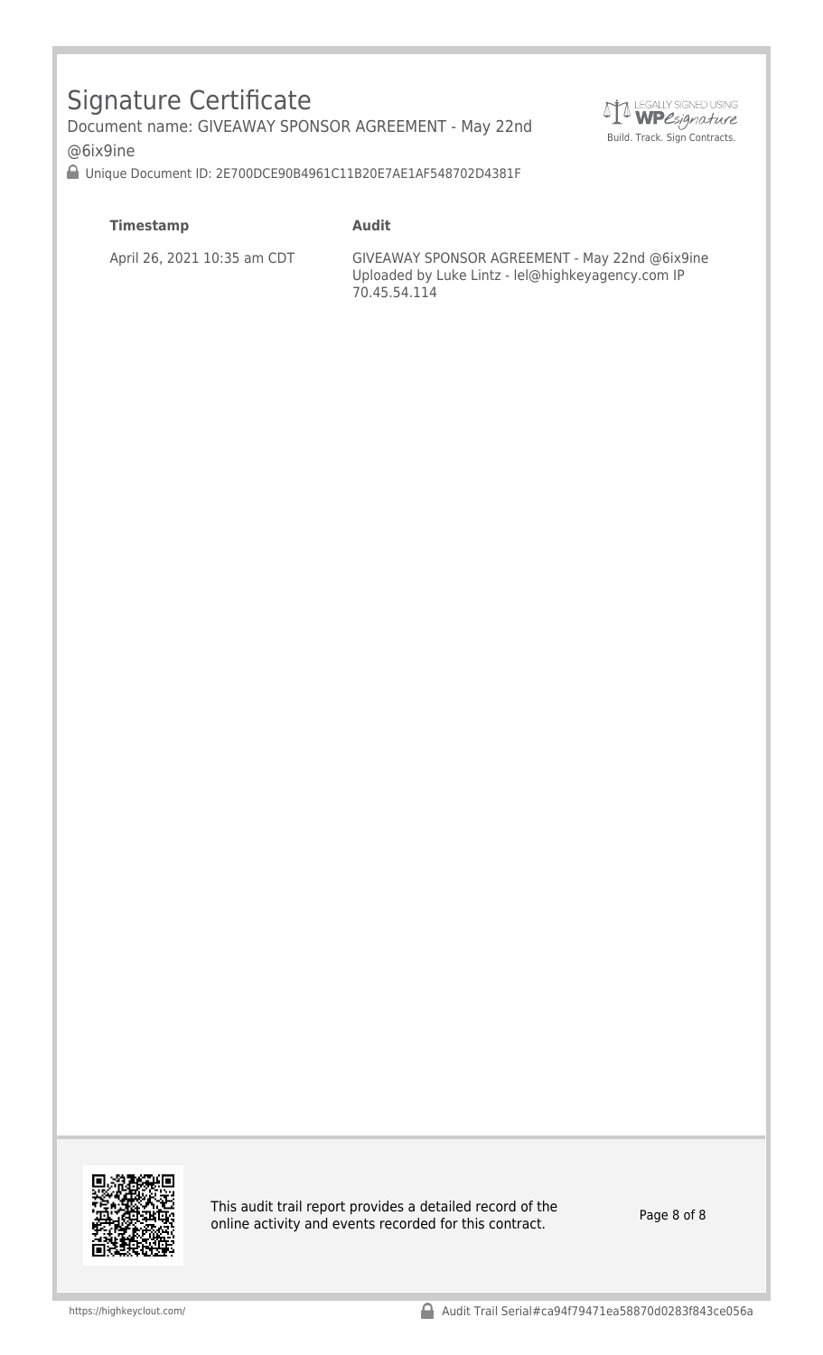# Signature Certificate

Document name: GIVEAWAY SPONSOR AGREEMENT - May 22nd @6ix9ine

Unique Document ID: 2E700DCE90B4961C11B20E7AE1AF548702D4381F

LEGALLY SIGNED USING WPeSignature
Build. Track. Sign Contracts.

| Timestamp | Audit |
| --- | --- |
| April 26, 2021 10:35 am CDT | GIVEAWAY SPONSOR AGREEMENT - May 22nd @6ix9ine Uploaded by Luke Lintz - lel@highkeyagency.com IP 70.45.54.114 |

This audit trail report provides a detailed record of the online activity and events recorded for this contract.

https://highkeyclout.com/

Audit Trail Serial#ca94f79471ea58870d0283f843ce056a